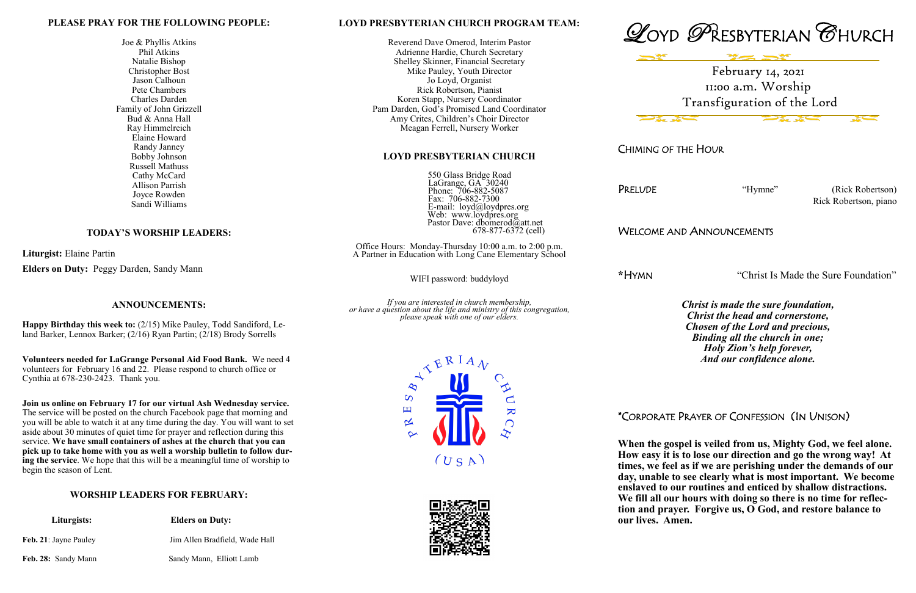## PLEASE PRAY FOR THE FOLLOWING PEOPLE:

Joe & Phyllis Atkins
Phil Atkins
Natalie Bishop
Christopher Bost
Jason Calhoun
Pete Chambers
Charles Darden
Family of John Grizzell
Bud & Anna Hall
Ray Himmelreich
Elaine Howard
Randy Janney
Bobby Johnson
Russell Mathuss
Cathy McCard
Allison Parrish
Joyce Rowden
Sandi Williams

## TODAY'S WORSHIP LEADERS:

**Liturgist:** Elaine Partin

**Elders on Duty:** Peggy Darden, Sandy Mann

## ANNOUNCEMENTS:

**Happy Birthday this week to:** (2/15) Mike Pauley, Todd Sandiford, Leland Barker, Lennox Barker; (2/16) Ryan Partin; (2/18) Brody Sorrells

**Volunteers needed for LaGrange Personal Aid Food Bank.** We need 4 volunteers for February 16 and 22. Please respond to church office or Cynthia at 678-230-2423. Thank you.

**Join us online on February 17 for our virtual Ash Wednesday service.** The service will be posted on the church Facebook page that morning and you will be able to watch it at any time during the day. You will want to set aside about 30 minutes of quiet time for prayer and reflection during this service. **We have small containers of ashes at the church that you can pick up to take home with you as well a worship bulletin to follow during the service**. We hope that this will be a meaningful time of worship to begin the season of Lent.

## WORSHIP LEADERS FOR FEBRUARY:

| Liturgists: | Elders on Duty: |
|---|---|
| **Feb. 21**: Jayne Pauley | Jim Allen Bradfield, Wade Hall |
| **Feb. 28:** Sandy Mann | Sandy Mann, Elliott Lamb |

## LOYD PRESBYTERIAN CHURCH PROGRAM TEAM:

Reverend Dave Omerod, Interim Pastor
Adrienne Hardie, Church Secretary
Shelley Skinner, Financial Secretary
Mike Pauley, Youth Director
Jo Loyd, Organist
Rick Robertson, Pianist
Koren Stapp, Nursery Coordinator
Pam Darden, God's Promised Land Coordinator
Amy Crites, Children's Choir Director
Meagan Ferrell, Nursery Worker

## LOYD PRESBYTERIAN CHURCH

550 Glass Bridge Road
LaGrange, GA 30240
Phone: 706-882-5087
Fax: 706-882-7300
E-mail: loyd@loydpres.org
Web: www.loydpres.org
Pastor Dave: dbomerod@att.net
678-877-6372 (cell)

Office Hours: Monday-Thursday 10:00 a.m. to 2:00 p.m.
A Partner in Education with Long Cane Elementary School

WIFI password: buddyloyd

*If you are interested in church membership, or have a question about the life and ministry of this congregation, please speak with one of our elders.*

PRESBYTERIAN CHURCH (USA)

# LOYD PRESBYTERIAN CHURCH

February 14, 2021
11:00 a.m. Worship
Transfiguration of the Lord

CHIMING OF THE HOUR

PRELUDE "Hymne" (Rick Robertson)
Rick Robertson, piano

WELCOME AND ANNOUNCEMENTS

*HYMN "Christ Is Made the Sure Foundation"

***Christ is made the sure foundation,***
***Christ the head and cornerstone,***
***Chosen of the Lord and precious,***
***Binding all the church in one;***
***Holy Zion's help forever,***
***And our confidence alone.***

*CORPORATE PRAYER OF CONFESSION (IN UNISON)

**When the gospel is veiled from us, Mighty God, we feel alone. How easy it is to lose our direction and go the wrong way! At times, we feel as if we are perishing under the demands of our day, unable to see clearly what is most important. We become enslaved to our routines and enticed by shallow distractions. We fill all our hours with doing so there is no time for reflection and prayer. Forgive us, O God, and restore balance to our lives. Amen.**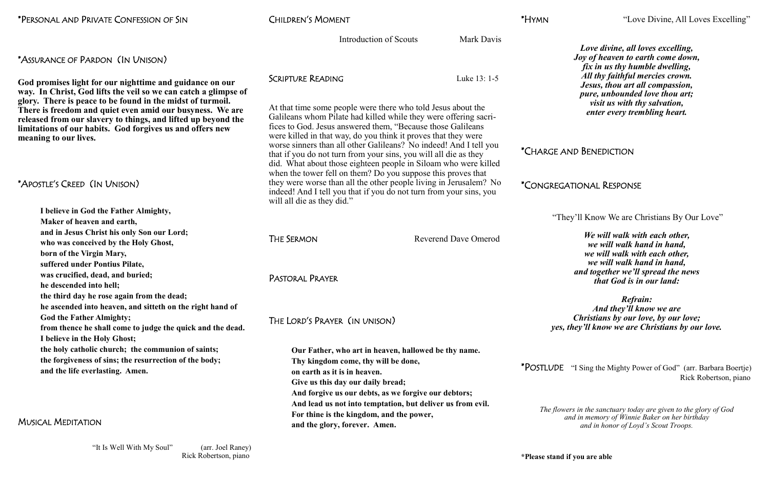## \*Personal and Private Confession of Sin

## \*Assurance of Pardon (In Unison)

**God promises light for our nighttime and guidance on our way. In Christ, God lifts the veil so we can catch a glimpse of glory. There is peace to be found in the midst of turmoil. There is freedom and quiet even amid our busyness. We are released from our slavery to things, and lifted up beyond the limitations of our habits. God forgives us and offers new meaning to our lives.**

## \*Apostle's Creed (In Unison)

**I believe in God the Father Almighty,**
**Maker of heaven and earth,**
**and in Jesus Christ his only Son our Lord;**
**who was conceived by the Holy Ghost,**
**born of the Virgin Mary,**
**suffered under Pontius Pilate,**
**was crucified, dead, and buried;**
**he descended into hell;**
**the third day he rose again from the dead;**
**he ascended into heaven, and sitteth on the right hand of God the Father Almighty;**
**from thence he shall come to judge the quick and the dead.**
**I believe in the Holy Ghost;**
**the holy catholic church; the communion of saints;**
**the forgiveness of sins; the resurrection of the body;**
**and the life everlasting. Amen.**

## Musical Meditation

"It Is Well With My Soul" (arr. Joel Raney)
Rick Robertson, piano

## Children's Moment

Introduction of Scouts — Mark Davis

## Scripture Reading — Luke 13: 1-5

At that time some people were there who told Jesus about the Galileans whom Pilate had killed while they were offering sacrifices to God. Jesus answered them, "Because those Galileans were killed in that way, do you think it proves that they were worse sinners than all other Galileans? No indeed! And I tell you that if you do not turn from your sins, you will all die as they did. What about those eighteen people in Siloam who were killed when the tower fell on them? Do you suppose this proves that they were worse than all the other people living in Jerusalem? No indeed! And I tell you that if you do not turn from your sins, you will all die as they did."

## The Sermon — Reverend Dave Omerod

## Pastoral Prayer

## The Lord's Prayer (in unison)

**Our Father, who art in heaven, hallowed be thy name.**
**Thy kingdom come, thy will be done,**
**on earth as it is in heaven.**
**Give us this day our daily bread;**
**And forgive us our debts, as we forgive our debtors;**
**And lead us not into temptation, but deliver us from evil.**
**For thine is the kingdom, and the power,**
**and the glory, forever. Amen.**

## \*Hymn — "Love Divine, All Loves Excelling"

***Love divine, all loves excelling,***
***Joy of heaven to earth come down,***
***fix in us thy humble dwelling,***
***All thy faithful mercies crown.***
***Jesus, thou art all compassion,***
***pure, unbounded love thou art;***
***visit us with thy salvation,***
***enter every trembling heart.***

## \*Charge and Benediction

## \*Congregational Response

"They'll Know We are Christians By Our Love"

***We will walk with each other,***
***we will walk hand in hand,***
***we will walk with each other,***
***we will walk hand in hand,***
***and together we'll spread the news***
***that God is in our land:***

***Refrain:***
***And they'll know we are***
***Christians by our love, by our love;***
***yes, they'll know we are Christians by our love.***

## \*Postlude

"I Sing the Mighty Power of God" (arr. Barbara Boertje)
Rick Robertson, piano

*The flowers in the sanctuary today are given to the glory of God and in memory of Winnie Baker on her birthday and in honor of Loyd's Scout Troops.*

**\*Please stand if you are able**